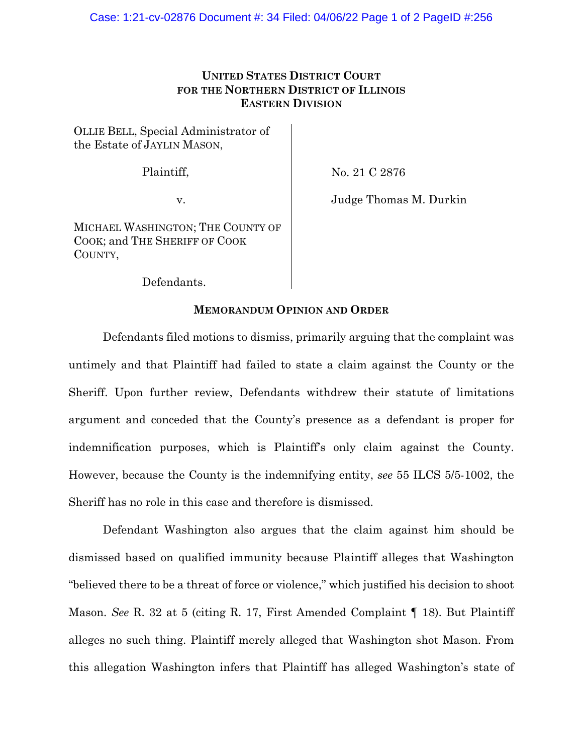**UNITED STATES DISTRICT COURT**
**FOR THE NORTHERN DISTRICT OF ILLINOIS**
**EASTERN DIVISION**

OLLIE BELL, Special Administrator of the Estate of JAYLIN MASON,

Plaintiff,

v.

MICHAEL WASHINGTON; THE COUNTY OF COOK; and THE SHERIFF OF COOK COUNTY,

Defendants.

No. 21 C 2876

Judge Thomas M. Durkin

**MEMORANDUM OPINION AND ORDER**

Defendants filed motions to dismiss, primarily arguing that the complaint was untimely and that Plaintiff had failed to state a claim against the County or the Sheriff. Upon further review, Defendants withdrew their statute of limitations argument and conceded that the County's presence as a defendant is proper for indemnification purposes, which is Plaintiff's only claim against the County. However, because the County is the indemnifying entity, *see* 55 ILCS 5/5-1002, the Sheriff has no role in this case and therefore is dismissed.

Defendant Washington also argues that the claim against him should be dismissed based on qualified immunity because Plaintiff alleges that Washington "believed there to be a threat of force or violence," which justified his decision to shoot Mason. *See* R. 32 at 5 (citing R. 17, First Amended Complaint ¶ 18). But Plaintiff alleges no such thing. Plaintiff merely alleged that Washington shot Mason. From this allegation Washington infers that Plaintiff has alleged Washington's state of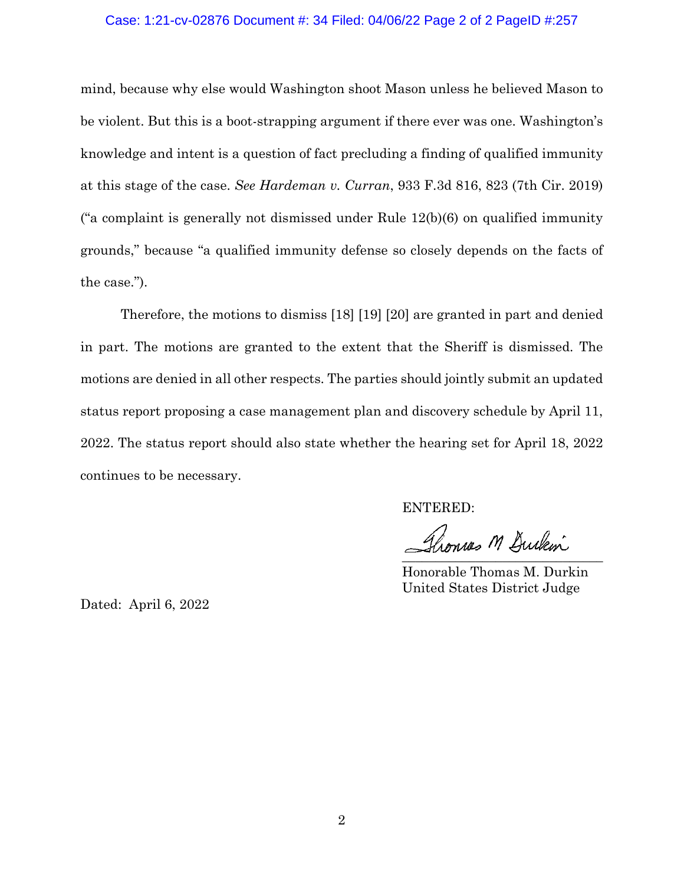mind, because why else would Washington shoot Mason unless he believed Mason to be violent. But this is a boot-strapping argument if there ever was one. Washington's knowledge and intent is a question of fact precluding a finding of qualified immunity at this stage of the case. *See Hardeman v. Curran*, 933 F.3d 816, 823 (7th Cir. 2019) ("a complaint is generally not dismissed under Rule 12(b)(6) on qualified immunity grounds," because "a qualified immunity defense so closely depends on the facts of the case.").

Therefore, the motions to dismiss [18] [19] [20] are granted in part and denied in part. The motions are granted to the extent that the Sheriff is dismissed. The motions are denied in all other respects. The parties should jointly submit an updated status report proposing a case management plan and discovery schedule by April 11, 2022. The status report should also state whether the hearing set for April 18, 2022 continues to be necessary.

ENTERED:

Thomas M Durkin

Honorable Thomas M. Durkin
United States District Judge

Dated: April 6, 2022